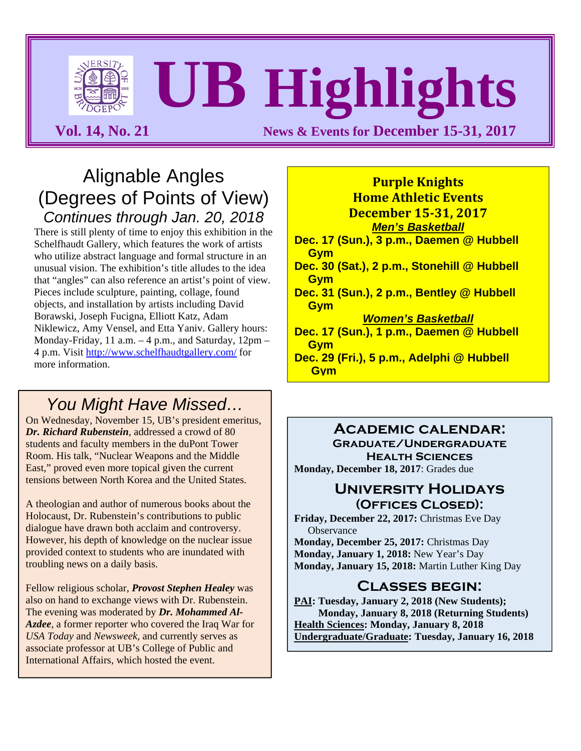# UB Highlights

**Vol. 14, No. 21** — News & Events for **December 15-31, 2017**

## Alignable Angles (Degrees of Points of View)

*Continues through Jan. 20, 2018*

There is still plenty of time to enjoy this exhibition in the Schelfhaudt Gallery, which features the work of artists who utilize abstract language and formal structure in an unusual vision. The exhibition's title alludes to the idea that "angles" can also reference an artist's point of view. Pieces include sculpture, painting, collage, found objects, and installation by artists including David Borawski, Joseph Fucigna, Elliott Katz, Adam Niklewicz, Amy Vensel, and Etta Yaniv. Gallery hours: Monday-Friday, 11 a.m. – 4 p.m., and Saturday, 12pm – 4 p.m. Visit http://www.schelfhaudtgallery.com/ for more information.

## You Might Have Missed…

On Wednesday, November 15, UB's president emeritus, ***Dr. Richard Rubenstein***, addressed a crowd of 80 students and faculty members in the duPont Tower Room. His talk, "Nuclear Weapons and the Middle East," proved even more topical given the current tensions between North Korea and the United States.

A theologian and author of numerous books about the Holocaust, Dr. Rubenstein's contributions to public dialogue have drawn both acclaim and controversy. However, his depth of knowledge on the nuclear issue provided context to students who are inundated with troubling news on a daily basis.

Fellow religious scholar, ***Provost Stephen Healey*** was also on hand to exchange views with Dr. Rubenstein. The evening was moderated by ***Dr. Mohammed Al-Azdee***, a former reporter who covered the Iraq War for *USA Today* and *Newsweek*, and currently serves as associate professor at UB's College of Public and International Affairs, which hosted the event.

## Purple Knights Home Athletic Events December 15-31, 2017

***Men's Basketball***

- **Dec. 17 (Sun.), 3 p.m., Daemen @ Hubbell Gym**
- **Dec. 30 (Sat.), 2 p.m., Stonehill @ Hubbell Gym**
- **Dec. 31 (Sun.), 2 p.m., Bentley @ Hubbell Gym**

***Women's Basketball***

- **Dec. 17 (Sun.), 1 p.m., Daemen @ Hubbell Gym**
- **Dec. 29 (Fri.), 5 p.m., Adelphi @ Hubbell Gym**

## Academic Calendar:

### Graduate/Undergraduate Health Sciences

**Monday, December 18, 2017**: Grades due

### University Holidays (Offices Closed):

**Friday, December 22, 2017:** Christmas Eve Day Observance
**Monday, December 25, 2017:** Christmas Day
**Monday, January 1, 2018:** New Year's Day
**Monday, January 15, 2018:** Martin Luther King Day

### Classes Begin:

**PAI: Tuesday, January 2, 2018 (New Students); Monday, January 8, 2018 (Returning Students)**
**Health Sciences: Monday, January 8, 2018**
**Undergraduate/Graduate: Tuesday, January 16, 2018**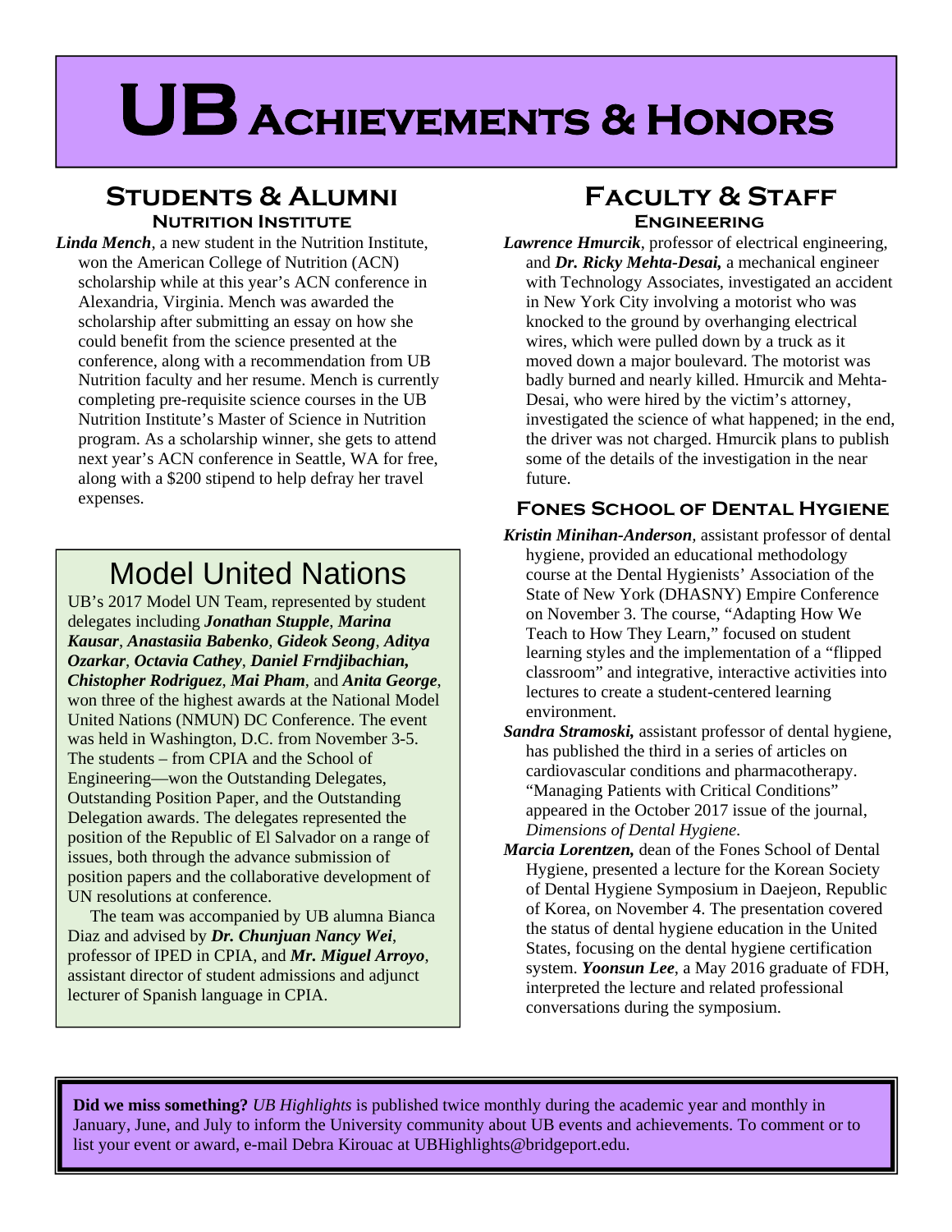# UB Achievements & Honors

## Students & Alumni

### Nutrition Institute

***Linda Mench***, a new student in the Nutrition Institute, won the American College of Nutrition (ACN) scholarship while at this year's ACN conference in Alexandria, Virginia. Mench was awarded the scholarship after submitting an essay on how she could benefit from the science presented at the conference, along with a recommendation from UB Nutrition faculty and her resume. Mench is currently completing pre-requisite science courses in the UB Nutrition Institute's Master of Science in Nutrition program. As a scholarship winner, she gets to attend next year's ACN conference in Seattle, WA for free, along with a $200 stipend to help defray her travel expenses.

### Model United Nations

UB's 2017 Model UN Team, represented by student delegates including ***Jonathan Stupple***, ***Marina Kausar***, ***Anastasiia Babenko***, ***Gideok Seong***, ***Aditya Ozarkar***, ***Octavia Cathey***, ***Daniel Frndjibachian,*** ***Chistopher Rodriguez***, ***Mai Pham***, and ***Anita George***, won three of the highest awards at the National Model United Nations (NMUN) DC Conference. The event was held in Washington, D.C. from November 3-5. The students – from CPIA and the School of Engineering—won the Outstanding Delegates, Outstanding Position Paper, and the Outstanding Delegation awards. The delegates represented the position of the Republic of El Salvador on a range of issues, both through the advance submission of position papers and the collaborative development of UN resolutions at conference.

The team was accompanied by UB alumna Bianca Diaz and advised by ***Dr. Chunjuan Nancy Wei***, professor of IPED in CPIA, and ***Mr. Miguel Arroyo***, assistant director of student admissions and adjunct lecturer of Spanish language in CPIA.

## Faculty & Staff

### Engineering

***Lawrence Hmurcik***, professor of electrical engineering, and ***Dr. Ricky Mehta-Desai,*** a mechanical engineer with Technology Associates, investigated an accident in New York City involving a motorist who was knocked to the ground by overhanging electrical wires, which were pulled down by a truck as it moved down a major boulevard. The motorist was badly burned and nearly killed. Hmurcik and Mehta-Desai, who were hired by the victim's attorney, investigated the science of what happened; in the end, the driver was not charged. Hmurcik plans to publish some of the details of the investigation in the near future.

### Fones School of Dental Hygiene

***Kristin Minihan-Anderson***, assistant professor of dental hygiene, provided an educational methodology course at the Dental Hygienists' Association of the State of New York (DHASNY) Empire Conference on November 3. The course, "Adapting How We Teach to How They Learn," focused on student learning styles and the implementation of a "flipped classroom" and integrative, interactive activities into lectures to create a student-centered learning environment.

***Sandra Stramoski,*** assistant professor of dental hygiene, has published the third in a series of articles on cardiovascular conditions and pharmacotherapy. "Managing Patients with Critical Conditions" appeared in the October 2017 issue of the journal, *Dimensions of Dental Hygiene*.

***Marcia Lorentzen,*** dean of the Fones School of Dental Hygiene, presented a lecture for the Korean Society of Dental Hygiene Symposium in Daejeon, Republic of Korea, on November 4. The presentation covered the status of dental hygiene education in the United States, focusing on the dental hygiene certification system. ***Yoonsun Lee***, a May 2016 graduate of FDH, interpreted the lecture and related professional conversations during the symposium.

**Did we miss something?** *UB Highlights* is published twice monthly during the academic year and monthly in January, June, and July to inform the University community about UB events and achievements. To comment or to list your event or award, e-mail Debra Kirouac at UBHighlights@bridgeport.edu.